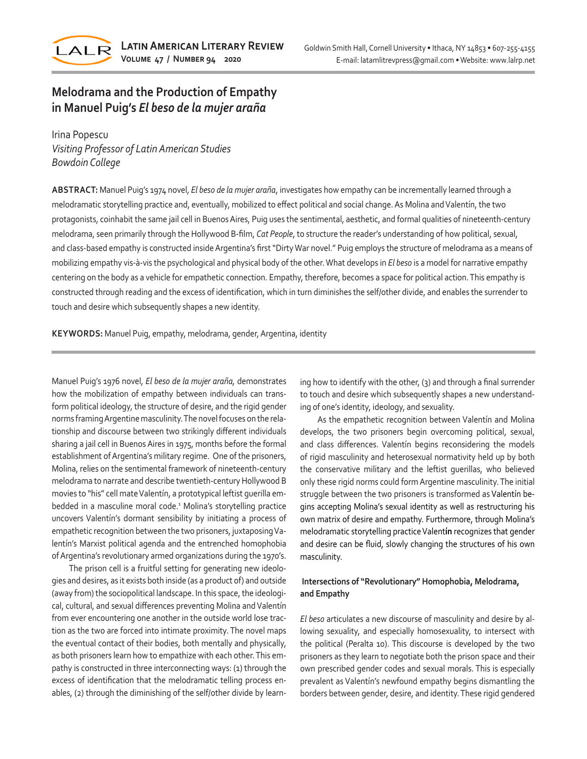# Melodrama and the Production of Empathy in Manuel Puig's *El beso de la mujer araña*

Irina Popescu
*Visiting Professor of Latin American Studies*
*Bowdoin College*

**ABSTRACT:** Manuel Puig's 1974 novel, *El beso de la mujer araña*, investigates how empathy can be incrementally learned through a melodramatic storytelling practice and, eventually, mobilized to effect political and social change. As Molina and Valentín, the two protagonists, coinhabit the same jail cell in Buenos Aires, Puig uses the sentimental, aesthetic, and formal qualities of nineteenth-century melodrama, seen primarily through the Hollywood B-film, *Cat People*, to structure the reader's understanding of how political, sexual, and class-based empathy is constructed inside Argentina's first "Dirty War novel." Puig employs the structure of melodrama as a means of mobilizing empathy vis-à-vis the psychological and physical body of the other. What develops in *El beso* is a model for narrative empathy centering on the body as a vehicle for empathetic connection. Empathy, therefore, becomes a space for political action. This empathy is constructed through reading and the excess of identification, which in turn diminishes the self/other divide, and enables the surrender to touch and desire which subsequently shapes a new identity.

**KEYWORDS:** Manuel Puig, empathy, melodrama, gender, Argentina, identity

Manuel Puig's 1976 novel, *El beso de la mujer araña,* demonstrates how the mobilization of empathy between individuals can transform political ideology, the structure of desire, and the rigid gender norms framing Argentine masculinity. The novel focuses on the relationship and discourse between two strikingly different individuals sharing a jail cell in Buenos Aires in 1975, months before the formal establishment of Argentina's military regime. One of the prisoners, Molina, relies on the sentimental framework of nineteenth-century melodrama to narrate and describe twentieth-century Hollywood B movies to "his" cell mate Valentín, a prototypical leftist guerilla embedded in a masculine moral code.[1] Molina's storytelling practice uncovers Valentín's dormant sensibility by initiating a process of empathetic recognition between the two prisoners, juxtaposing Valentín's Marxist political agenda and the entrenched homophobia of Argentina's revolutionary armed organizations during the 1970's.

The prison cell is a fruitful setting for generating new ideologies and desires, as it exists both inside (as a product of) and outside (away from) the sociopolitical landscape. In this space, the ideological, cultural, and sexual differences preventing Molina and Valentín from ever encountering one another in the outside world lose traction as the two are forced into intimate proximity. The novel maps the eventual contact of their bodies, both mentally and physically, as both prisoners learn how to empathize with each other. This empathy is constructed in three interconnecting ways: (1) through the excess of identification that the melodramatic telling process enables, (2) through the diminishing of the self/other divide by learning how to identify with the other, (3) and through a final surrender to touch and desire which subsequently shapes a new understanding of one's identity, ideology, and sexuality.

As the empathetic recognition between Valentín and Molina develops, the two prisoners begin overcoming political, sexual, and class differences. Valentín begins reconsidering the models of rigid masculinity and heterosexual normativity held up by both the conservative military and the leftist guerillas, who believed only these rigid norms could form Argentine masculinity. The initial struggle between the two prisoners is transformed as Valentín begins accepting Molina's sexual identity as well as restructuring his own matrix of desire and empathy. Furthermore, through Molina's melodramatic storytelling practice Valentín recognizes that gender and desire can be fluid, slowly changing the structures of his own masculinity.

## Intersections of "Revolutionary" Homophobia, Melodrama, and Empathy

*El beso* articulates a new discourse of masculinity and desire by allowing sexuality, and especially homosexuality, to intersect with the political (Peralta 10). This discourse is developed by the two prisoners as they learn to negotiate both the prison space and their own prescribed gender codes and sexual morals. This is especially prevalent as Valentín's newfound empathy begins dismantling the borders between gender, desire, and identity. These rigid gendered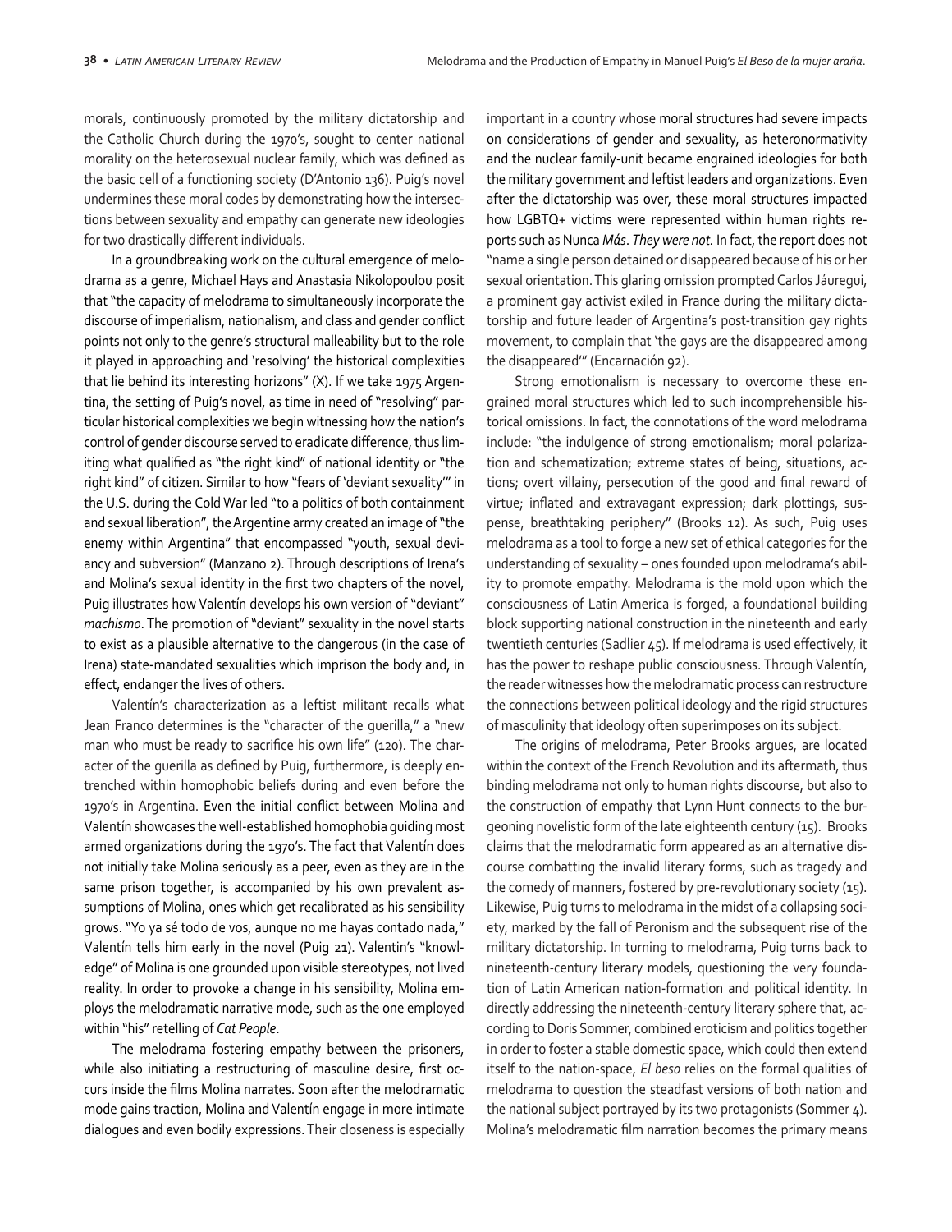morals, continuously promoted by the military dictatorship and the Catholic Church during the 1970's, sought to center national morality on the heterosexual nuclear family, which was defined as the basic cell of a functioning society (D'Antonio 136). Puig's novel undermines these moral codes by demonstrating how the intersections between sexuality and empathy can generate new ideologies for two drastically different individuals.

In a groundbreaking work on the cultural emergence of melodrama as a genre, Michael Hays and Anastasia Nikolopoulou posit that "the capacity of melodrama to simultaneously incorporate the discourse of imperialism, nationalism, and class and gender conflict points not only to the genre's structural malleability but to the role it played in approaching and 'resolving' the historical complexities that lie behind its interesting horizons" (X). If we take 1975 Argentina, the setting of Puig's novel, as time in need of "resolving" particular historical complexities we begin witnessing how the nation's control of gender discourse served to eradicate difference, thus limiting what qualified as "the right kind" of national identity or "the right kind" of citizen. Similar to how "fears of 'deviant sexuality'" in the U.S. during the Cold War led "to a politics of both containment and sexual liberation", the Argentine army created an image of "the enemy within Argentina" that encompassed "youth, sexual deviancy and subversion" (Manzano 2). Through descriptions of Irena's and Molina's sexual identity in the first two chapters of the novel, Puig illustrates how Valentín develops his own version of "deviant" *machismo*. The promotion of "deviant" sexuality in the novel starts to exist as a plausible alternative to the dangerous (in the case of Irena) state-mandated sexualities which imprison the body and, in effect, endanger the lives of others.

Valentín's characterization as a leftist militant recalls what Jean Franco determines is the "character of the guerilla," a "new man who must be ready to sacrifice his own life" (120). The character of the guerilla as defined by Puig, furthermore, is deeply entrenched within homophobic beliefs during and even before the 1970's in Argentina. Even the initial conflict between Molina and Valentín showcases the well-established homophobia guiding most armed organizations during the 1970's. The fact that Valentín does not initially take Molina seriously as a peer, even as they are in the same prison together, is accompanied by his own prevalent assumptions of Molina, ones which get recalibrated as his sensibility grows. "Yo ya sé todo de vos, aunque no me hayas contado nada," Valentín tells him early in the novel (Puig 21). Valentín's "knowledge" of Molina is one grounded upon visible stereotypes, not lived reality. In order to provoke a change in his sensibility, Molina employs the melodramatic narrative mode, such as the one employed within "his" retelling of *Cat People*.

The melodrama fostering empathy between the prisoners, while also initiating a restructuring of masculine desire, first occurs inside the films Molina narrates. Soon after the melodramatic mode gains traction, Molina and Valentín engage in more intimate dialogues and even bodily expressions. Their closeness is especially important in a country whose moral structures had severe impacts on considerations of gender and sexuality, as heteronormativity and the nuclear family-unit became engrained ideologies for both the military government and leftist leaders and organizations. Even after the dictatorship was over, these moral structures impacted how LGBTQ+ victims were represented within human rights reports such as Nunca *Más*. *They were not.* In fact, the report does not "name a single person detained or disappeared because of his or her sexual orientation. This glaring omission prompted Carlos Jáuregui, a prominent gay activist exiled in France during the military dictatorship and future leader of Argentina's post-transition gay rights movement, to complain that 'the gays are the disappeared among the disappeared'" (Encarnación 92).

Strong emotionalism is necessary to overcome these engrained moral structures which led to such incomprehensible historical omissions. In fact, the connotations of the word melodrama include: "the indulgence of strong emotionalism; moral polarization and schematization; extreme states of being, situations, actions; overt villainy, persecution of the good and final reward of virtue; inflated and extravagant expression; dark plottings, suspense, breathtaking periphery" (Brooks 12). As such, Puig uses melodrama as a tool to forge a new set of ethical categories for the understanding of sexuality – ones founded upon melodrama's ability to promote empathy. Melodrama is the mold upon which the consciousness of Latin America is forged, a foundational building block supporting national construction in the nineteenth and early twentieth centuries (Sadlier 45). If melodrama is used effectively, it has the power to reshape public consciousness. Through Valentín, the reader witnesses how the melodramatic process can restructure the connections between political ideology and the rigid structures of masculinity that ideology often superimposes on its subject.

The origins of melodrama, Peter Brooks argues, are located within the context of the French Revolution and its aftermath, thus binding melodrama not only to human rights discourse, but also to the construction of empathy that Lynn Hunt connects to the burgeoning novelistic form of the late eighteenth century (15). Brooks claims that the melodramatic form appeared as an alternative discourse combatting the invalid literary forms, such as tragedy and the comedy of manners, fostered by pre-revolutionary society (15). Likewise, Puig turns to melodrama in the midst of a collapsing society, marked by the fall of Peronism and the subsequent rise of the military dictatorship. In turning to melodrama, Puig turns back to nineteenth-century literary models, questioning the very foundation of Latin American nation-formation and political identity. In directly addressing the nineteenth-century literary sphere that, according to Doris Sommer, combined eroticism and politics together in order to foster a stable domestic space, which could then extend itself to the nation-space, *El beso* relies on the formal qualities of melodrama to question the steadfast versions of both nation and the national subject portrayed by its two protagonists (Sommer 4). Molina's melodramatic film narration becomes the primary means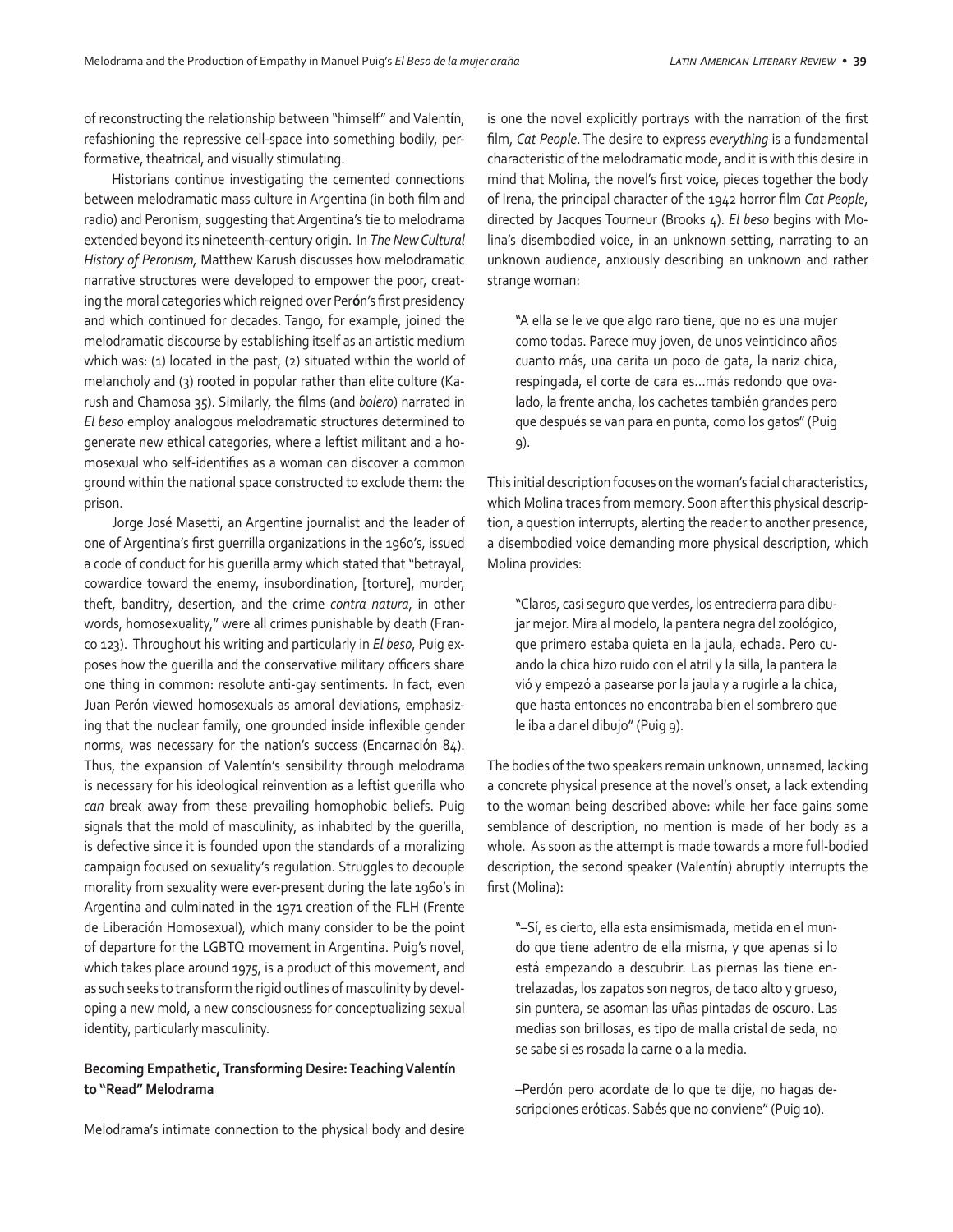of reconstructing the relationship between "himself" and Valentín, refashioning the repressive cell-space into something bodily, performative, theatrical, and visually stimulating.

Historians continue investigating the cemented connections between melodramatic mass culture in Argentina (in both film and radio) and Peronism, suggesting that Argentina's tie to melodrama extended beyond its nineteenth-century origin. In *The New Cultural History of Peronism*, Matthew Karush discusses how melodramatic narrative structures were developed to empower the poor, creating the moral categories which reigned over Perón's first presidency and which continued for decades. Tango, for example, joined the melodramatic discourse by establishing itself as an artistic medium which was: (1) located in the past, (2) situated within the world of melancholy and (3) rooted in popular rather than elite culture (Karush and Chamosa 35). Similarly, the films (and *bolero*) narrated in *El beso* employ analogous melodramatic structures determined to generate new ethical categories, where a leftist militant and a homosexual who self-identifies as a woman can discover a common ground within the national space constructed to exclude them: the prison.

Jorge José Masetti, an Argentine journalist and the leader of one of Argentina's first guerrilla organizations in the 1960's, issued a code of conduct for his guerrilla army which stated that "betrayal, cowardice toward the enemy, insubordination, [torture], murder, theft, banditry, desertion, and the crime *contra natura*, in other words, homosexuality," were all crimes punishable by death (Franco 123). Throughout his writing and particularly in *El beso*, Puig exposes how the guerilla and the conservative military officers share one thing in common: resolute anti-gay sentiments. In fact, even Juan Perón viewed homosexuals as amoral deviations, emphasizing that the nuclear family, one grounded inside inflexible gender norms, was necessary for the nation's success (Encarnación 84). Thus, the expansion of Valentín's sensibility through melodrama is necessary for his ideological reinvention as a leftist guerilla who *can* break away from these prevailing homophobic beliefs. Puig signals that the mold of masculinity, as inhabited by the guerilla, is defective since it is founded upon the standards of a moralizing campaign focused on sexuality's regulation. Struggles to decouple morality from sexuality were ever-present during the late 1960's in Argentina and culminated in the 1971 creation of the FLH (Frente de Liberación Homosexual), which many consider to be the point of departure for the LGBTQ movement in Argentina. Puig's novel, which takes place around 1975, is a product of this movement, and as such seeks to transform the rigid outlines of masculinity by developing a new mold, a new consciousness for conceptualizing sexual identity, particularly masculinity.

### Becoming Empathetic, Transforming Desire: Teaching Valentín to "Read" Melodrama

Melodrama's intimate connection to the physical body and desire is one the novel explicitly portrays with the narration of the first film, *Cat People*. The desire to express *everything* is a fundamental characteristic of the melodramatic mode, and it is with this desire in mind that Molina, the novel's first voice, pieces together the body of Irena, the principal character of the 1942 horror film *Cat People*, directed by Jacques Tourneur (Brooks 4). *El beso* begins with Molina's disembodied voice, in an unknown setting, narrating to an unknown audience, anxiously describing an unknown and rather strange woman:

> "A ella se le ve que algo raro tiene, que no es una mujer como todas. Parece muy joven, de unos veinticinco años cuanto más, una carita un poco de gata, la nariz chica, respingada, el corte de cara es…más redondo que ovalado, la frente ancha, los cachetes también grandes pero que después se van para en punta, como los gatos" (Puig 9).

This initial description focuses on the woman's facial characteristics, which Molina traces from memory. Soon after this physical description, a question interrupts, alerting the reader to another presence, a disembodied voice demanding more physical description, which Molina provides:

> "Claros, casi seguro que verdes, los entrecierra para dibujar mejor. Mira al modelo, la pantera negra del zoológico, que primero estaba quieta en la jaula, echada. Pero cuando la chica hizo ruido con el atril y la silla, la pantera la vió y empezó a pasearse por la jaula y a rugirle a la chica, que hasta entonces no encontraba bien el sombrero que le iba a dar el dibujo" (Puig 9).

The bodies of the two speakers remain unknown, unnamed, lacking a concrete physical presence at the novel's onset, a lack extending to the woman being described above: while her face gains some semblance of description, no mention is made of her body as a whole. As soon as the attempt is made towards a more full-bodied description, the second speaker (Valentín) abruptly interrupts the first (Molina):

> "–Sí, es cierto, ella esta ensimismada, metida en el mundo que tiene adentro de ella misma, y que apenas si lo está empezando a descubrir. Las piernas las tiene entrelazadas, los zapatos son negros, de taco alto y grueso, sin puntera, se asoman las uñas pintadas de oscuro. Las medias son brillosas, es tipo de malla cristal de seda, no se sabe si es rosada la carne o a la media.
>
> –Perdón pero acordate de lo que te dije, no hagas descripciones eróticas. Sabés que no conviene" (Puig 10).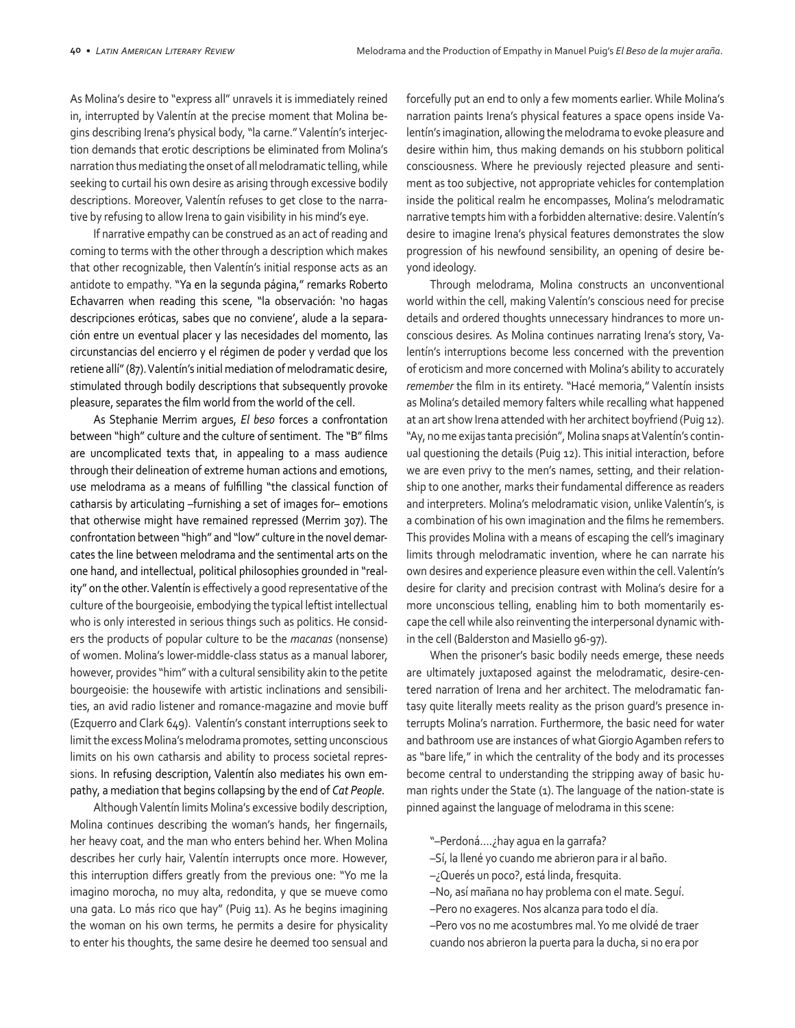As Molina's desire to "express all" unravels it is immediately reined in, interrupted by Valentín at the precise moment that Molina begins describing Irena's physical body, "la carne." Valentín's interjection demands that erotic descriptions be eliminated from Molina's narration thus mediating the onset of all melodramatic telling, while seeking to curtail his own desire as arising through excessive bodily descriptions. Moreover, Valentín refuses to get close to the narrative by refusing to allow Irena to gain visibility in his mind's eye.

If narrative empathy can be construed as an act of reading and coming to terms with the other through a description which makes that other recognizable, then Valentín's initial response acts as an antidote to empathy. "Ya en la segunda página," remarks Roberto Echavarren when reading this scene, "la observación: 'no hagas descripciones eróticas, sabes que no conviene', alude a la separación entre un eventual placer y las necesidades del momento, las circunstancias del encierro y el régimen de poder y verdad que los retiene allí" (87). Valentín's initial mediation of melodramatic desire, stimulated through bodily descriptions that subsequently provoke pleasure, separates the film world from the world of the cell.

As Stephanie Merrim argues, *El beso* forces a confrontation between "high" culture and the culture of sentiment. The "B" films are uncomplicated texts that, in appealing to a mass audience through their delineation of extreme human actions and emotions, use melodrama as a means of fulfilling "the classical function of catharsis by articulating –furnishing a set of images for– emotions that otherwise might have remained repressed (Merrim 307). The confrontation between "high" and "low" culture in the novel demarcates the line between melodrama and the sentimental arts on the one hand, and intellectual, political philosophies grounded in "reality" on the other. Valentín is effectively a good representative of the culture of the bourgeoisie, embodying the typical leftist intellectual who is only interested in serious things such as politics. He considers the products of popular culture to be the *macanas* (nonsense) of women. Molina's lower-middle-class status as a manual laborer, however, provides "him" with a cultural sensibility akin to the petite bourgeoisie: the housewife with artistic inclinations and sensibilities, an avid radio listener and romance-magazine and movie buff (Ezquerro and Clark 649). Valentín's constant interruptions seek to limit the excess Molina's melodrama promotes, setting unconscious limits on his own catharsis and ability to process societal repressions. In refusing description, Valentín also mediates his own empathy, a mediation that begins collapsing by the end of *Cat People*.

Although Valentín limits Molina's excessive bodily description, Molina continues describing the woman's hands, her fingernails, her heavy coat, and the man who enters behind her. When Molina describes her curly hair, Valentín interrupts once more. However, this interruption differs greatly from the previous one: "Yo me la imagino morocha, no muy alta, redondita, y que se mueve como una gata. Lo más rico que hay" (Puig 11). As he begins imagining the woman on his own terms, he permits a desire for physicality to enter his thoughts, the same desire he deemed too sensual and forcefully put an end to only a few moments earlier. While Molina's narration paints Irena's physical features a space opens inside Valentín's imagination, allowing the melodrama to evoke pleasure and desire within him, thus making demands on his stubborn political consciousness. Where he previously rejected pleasure and sentiment as too subjective, not appropriate vehicles for contemplation inside the political realm he encompasses, Molina's melodramatic narrative tempts him with a forbidden alternative: desire. Valentín's desire to imagine Irena's physical features demonstrates the slow progression of his newfound sensibility, an opening of desire beyond ideology.

Through melodrama, Molina constructs an unconventional world within the cell, making Valentín's conscious need for precise details and ordered thoughts unnecessary hindrances to more unconscious desires. As Molina continues narrating Irena's story, Valentín's interruptions become less concerned with the prevention of eroticism and more concerned with Molina's ability to accurately *remember* the film in its entirety. "Hacé memoria," Valentín insists as Molina's detailed memory falters while recalling what happened at an art show Irena attended with her architect boyfriend (Puig 12). "Ay, no me exijas tanta precisión", Molina snaps at Valentín's continual questioning the details (Puig 12). This initial interaction, before we are even privy to the men's names, setting, and their relationship to one another, marks their fundamental difference as readers and interpreters. Molina's melodramatic vision, unlike Valentín's, is a combination of his own imagination and the films he remembers. This provides Molina with a means of escaping the cell's imaginary limits through melodramatic invention, where he can narrate his own desires and experience pleasure even within the cell. Valentín's desire for clarity and precision contrast with Molina's desire for a more unconscious telling, enabling him to both momentarily escape the cell while also reinventing the interpersonal dynamic within the cell (Balderston and Masiello 96-97).

When the prisoner's basic bodily needs emerge, these needs are ultimately juxtaposed against the melodramatic, desire-centered narration of Irena and her architect. The melodramatic fantasy quite literally meets reality as the prison guard's presence interrupts Molina's narration. Furthermore, the basic need for water and bathroom use are instances of what Giorgio Agamben refers to as "bare life," in which the centrality of the body and its processes become central to understanding the stripping away of basic human rights under the State (1). The language of the nation-state is pinned against the language of melodrama in this scene:

> "–Perdoná....¿hay agua en la garrafa?
> –Sí, la llené yo cuando me abrieron para ir al baño.
> –¿Querés un poco?, está linda, fresquita.
> –No, así mañana no hay problema con el mate. Seguí.
> –Pero no exageres. Nos alcanza para todo el día.
> –Pero vos no me acostumbres mal. Yo me olvidé de traer cuando nos abrieron la puerta para la ducha, si no era por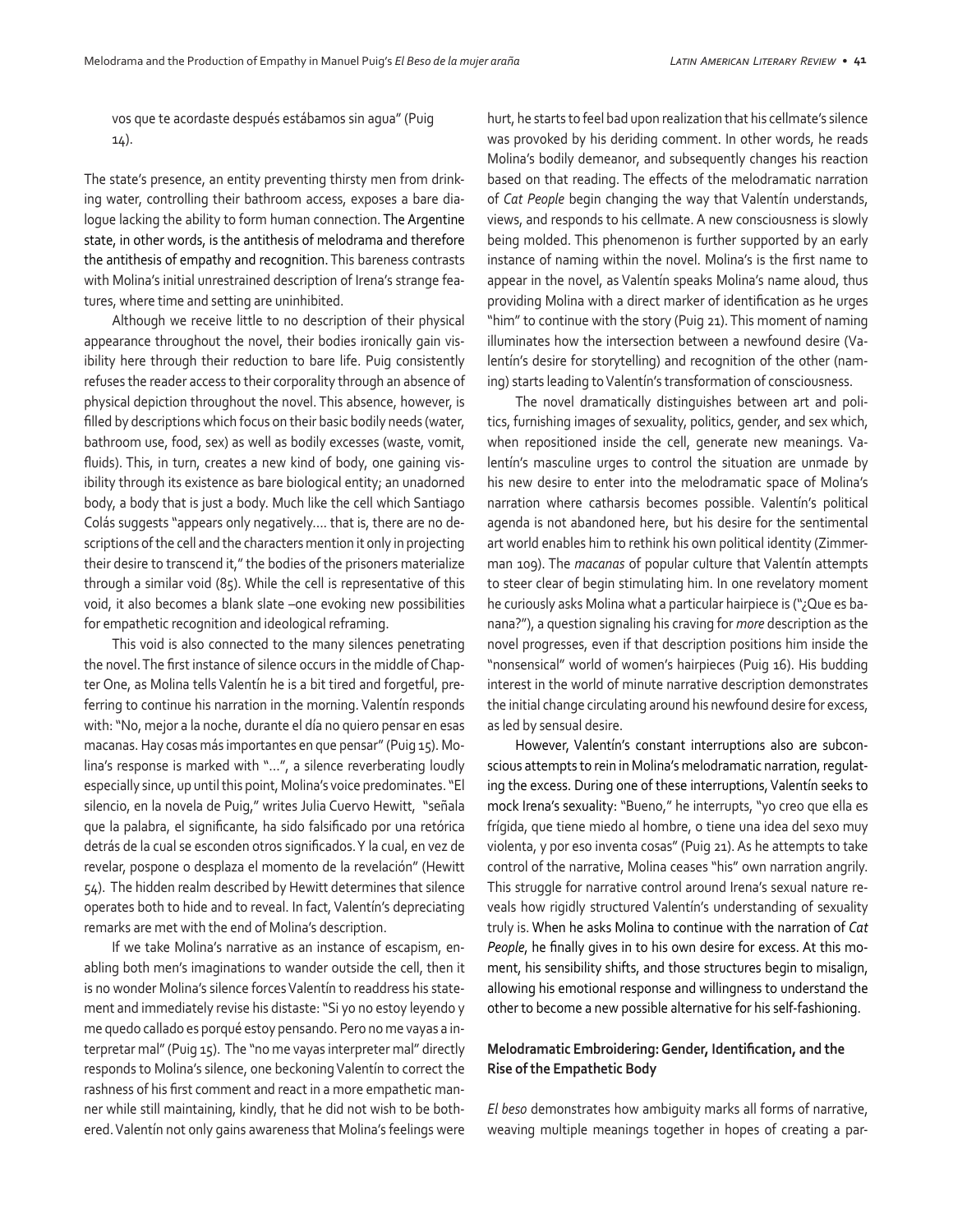vos que te acordaste después estábamos sin agua" (Puig 14).

The state's presence, an entity preventing thirsty men from drinking water, controlling their bathroom access, exposes a bare dialogue lacking the ability to form human connection. The Argentine state, in other words, is the antithesis of melodrama and therefore the antithesis of empathy and recognition. This bareness contrasts with Molina's initial unrestrained description of Irena's strange features, where time and setting are uninhibited.

Although we receive little to no description of their physical appearance throughout the novel, their bodies ironically gain visibility here through their reduction to bare life. Puig consistently refuses the reader access to their corporality through an absence of physical depiction throughout the novel. This absence, however, is filled by descriptions which focus on their basic bodily needs (water, bathroom use, food, sex) as well as bodily excesses (waste, vomit, fluids). This, in turn, creates a new kind of body, one gaining visibility through its existence as bare biological entity; an unadorned body, a body that is just a body. Much like the cell which Santiago Colás suggests "appears only negatively…. that is, there are no descriptions of the cell and the characters mention it only in projecting their desire to transcend it," the bodies of the prisoners materialize through a similar void (85). While the cell is representative of this void, it also becomes a blank slate –one evoking new possibilities for empathetic recognition and ideological reframing.

This void is also connected to the many silences penetrating the novel. The first instance of silence occurs in the middle of Chapter One, as Molina tells Valentín he is a bit tired and forgetful, preferring to continue his narration in the morning. Valentín responds with: "No, mejor a la noche, durante el día no quiero pensar en esas macanas. Hay cosas más importantes en que pensar" (Puig 15). Molina's response is marked with "…", a silence reverberating loudly especially since, up until this point, Molina's voice predominates. "El silencio, en la novela de Puig," writes Julia Cuervo Hewitt, "señala que la palabra, el significante, ha sido falsificado por una retórica detrás de la cual se esconden otros significados. Y la cual, en vez de revelar, pospone o desplaza el momento de la revelación" (Hewitt 54). The hidden realm described by Hewitt determines that silence operates both to hide and to reveal. In fact, Valentín's depreciating remarks are met with the end of Molina's description.

If we take Molina's narrative as an instance of escapism, enabling both men's imaginations to wander outside the cell, then it is no wonder Molina's silence forces Valentín to readdress his statement and immediately revise his distaste: "Si yo no estoy leyendo y me quedo callado es porqué estoy pensando. Pero no me vayas a interpretar mal" (Puig 15). The "no me vayas interpreter mal" directly responds to Molina's silence, one beckoning Valentín to correct the rashness of his first comment and react in a more empathetic manner while still maintaining, kindly, that he did not wish to be bothered. Valentín not only gains awareness that Molina's feelings were hurt, he starts to feel bad upon realization that his cellmate's silence was provoked by his deriding comment. In other words, he reads Molina's bodily demeanor, and subsequently changes his reaction based on that reading. The effects of the melodramatic narration of *Cat People* begin changing the way that Valentín understands, views, and responds to his cellmate. A new consciousness is slowly being molded. This phenomenon is further supported by an early instance of naming within the novel. Molina's is the first name to appear in the novel, as Valentín speaks Molina's name aloud, thus providing Molina with a direct marker of identification as he urges "him" to continue with the story (Puig 21). This moment of naming illuminates how the intersection between a newfound desire (Valentín's desire for storytelling) and recognition of the other (naming) starts leading to Valentín's transformation of consciousness.

The novel dramatically distinguishes between art and politics, furnishing images of sexuality, politics, gender, and sex which, when repositioned inside the cell, generate new meanings. Valentín's masculine urges to control the situation are unmade by his new desire to enter into the melodramatic space of Molina's narration where catharsis becomes possible. Valentín's political agenda is not abandoned here, but his desire for the sentimental art world enables him to rethink his own political identity (Zimmerman 109). The *macanas* of popular culture that Valentín attempts to steer clear of begin stimulating him. In one revelatory moment he curiously asks Molina what a particular hairpiece is ("¿Que es banana?"), a question signaling his craving for *more* description as the novel progresses, even if that description positions him inside the "nonsensical" world of women's hairpieces (Puig 16). His budding interest in the world of minute narrative description demonstrates the initial change circulating around his newfound desire for excess, as led by sensual desire.

However, Valentín's constant interruptions also are subconscious attempts to rein in Molina's melodramatic narration, regulating the excess. During one of these interruptions, Valentín seeks to mock Irena's sexuality: "Bueno," he interrupts, "yo creo que ella es frígida, que tiene miedo al hombre, o tiene una idea del sexo muy violenta, y por eso inventa cosas" (Puig 21). As he attempts to take control of the narrative, Molina ceases "his" own narration angrily. This struggle for narrative control around Irena's sexual nature reveals how rigidly structured Valentín's understanding of sexuality truly is. When he asks Molina to continue with the narration of *Cat People*, he finally gives in to his own desire for excess. At this moment, his sensibility shifts, and those structures begin to misalign, allowing his emotional response and willingness to understand the other to become a new possible alternative for his self-fashioning.

### Melodramatic Embroidering: Gender, Identification, and the Rise of the Empathetic Body

*El beso* demonstrates how ambiguity marks all forms of narrative, weaving multiple meanings together in hopes of creating a par-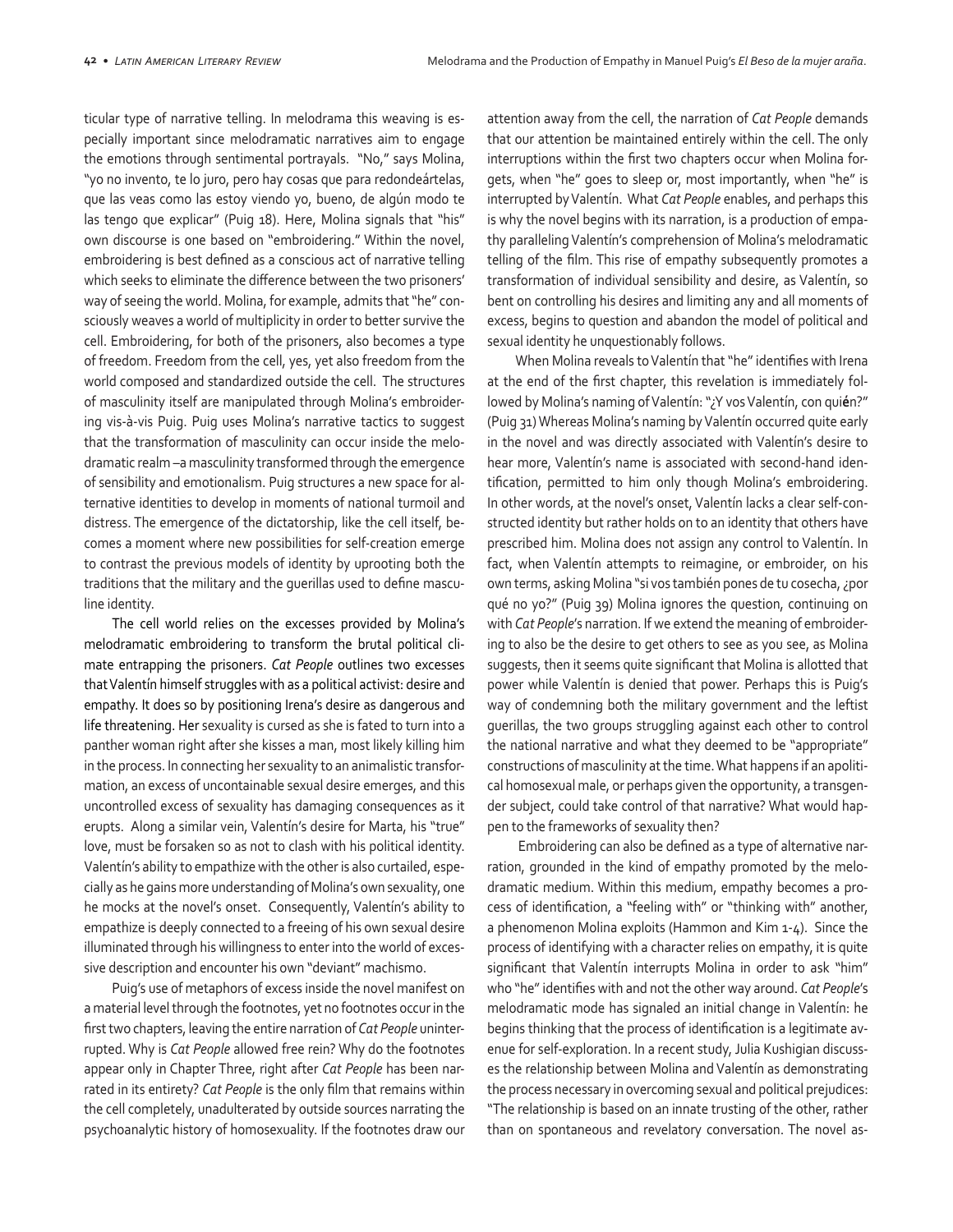ticular type of narrative telling. In melodrama this weaving is especially important since melodramatic narratives aim to engage the emotions through sentimental portrayals. "No," says Molina, "yo no invento, te lo juro, pero hay cosas que para redondeártelas, que las veas como las estoy viendo yo, bueno, de algún modo te las tengo que explicar" (Puig 18). Here, Molina signals that "his" own discourse is one based on "embroidering." Within the novel, embroidering is best defined as a conscious act of narrative telling which seeks to eliminate the difference between the two prisoners' way of seeing the world. Molina, for example, admits that "he" consciously weaves a world of multiplicity in order to better survive the cell. Embroidering, for both of the prisoners, also becomes a type of freedom. Freedom from the cell, yes, yet also freedom from the world composed and standardized outside the cell. The structures of masculinity itself are manipulated through Molina's embroidering vis-à-vis Puig. Puig uses Molina's narrative tactics to suggest that the transformation of masculinity can occur inside the melodramatic realm –a masculinity transformed through the emergence of sensibility and emotionalism. Puig structures a new space for alternative identities to develop in moments of national turmoil and distress. The emergence of the dictatorship, like the cell itself, becomes a moment where new possibilities for self-creation emerge to contrast the previous models of identity by uprooting both the traditions that the military and the guerillas used to define masculine identity.

The cell world relies on the excesses provided by Molina's melodramatic embroidering to transform the brutal political climate entrapping the prisoners. *Cat People* outlines two excesses that Valentín himself struggles with as a political activist: desire and empathy. It does so by positioning Irena's desire as dangerous and life threatening. Her sexuality is cursed as she is fated to turn into a panther woman right after she kisses a man, most likely killing him in the process. In connecting her sexuality to an animalistic transformation, an excess of uncontainable sexual desire emerges, and this uncontrolled excess of sexuality has damaging consequences as it erupts. Along a similar vein, Valentín's desire for Marta, his "true" love, must be forsaken so as not to clash with his political identity. Valentín's ability to empathize with the other is also curtailed, especially as he gains more understanding of Molina's own sexuality, one he mocks at the novel's onset. Consequently, Valentín's ability to empathize is deeply connected to a freeing of his own sexual desire illuminated through his willingness to enter into the world of excessive description and encounter his own "deviant" machismo.

Puig's use of metaphors of excess inside the novel manifest on a material level through the footnotes, yet no footnotes occur in the first two chapters, leaving the entire narration of *Cat People* uninterrupted. Why is *Cat People* allowed free rein? Why do the footnotes appear only in Chapter Three, right after *Cat People* has been narrated in its entirety? *Cat People* is the only film that remains within the cell completely, unadulterated by outside sources narrating the psychoanalytic history of homosexuality. If the footnotes draw our attention away from the cell, the narration of *Cat People* demands that our attention be maintained entirely within the cell. The only interruptions within the first two chapters occur when Molina forgets, when "he" goes to sleep or, most importantly, when "he" is interrupted by Valentín. What *Cat People* enables, and perhaps this is why the novel begins with its narration, is a production of empathy paralleling Valentín's comprehension of Molina's melodramatic telling of the film. This rise of empathy subsequently promotes a transformation of individual sensibility and desire, as Valentín, so bent on controlling his desires and limiting any and all moments of excess, begins to question and abandon the model of political and sexual identity he unquestionably follows.

When Molina reveals to Valentín that "he" identifies with Irena at the end of the first chapter, this revelation is immediately followed by Molina's naming of Valentín: "¿Y vos Valentín, con quién?" (Puig 31) Whereas Molina's naming by Valentín occurred quite early in the novel and was directly associated with Valentín's desire to hear more, Valentín's name is associated with second-hand identification, permitted to him only though Molina's embroidering. In other words, at the novel's onset, Valentín lacks a clear self-constructed identity but rather holds on to an identity that others have prescribed him. Molina does not assign any control to Valentín. In fact, when Valentín attempts to reimagine, or embroider, on his own terms, asking Molina "si vos también pones de tu cosecha, ¿por qué no yo?" (Puig 39) Molina ignores the question, continuing on with *Cat People*'s narration. If we extend the meaning of embroidering to also be the desire to get others to see as you see, as Molina suggests, then it seems quite significant that Molina is allotted that power while Valentín is denied that power. Perhaps this is Puig's way of condemning both the military government and the leftist guerillas, the two groups struggling against each other to control the national narrative and what they deemed to be "appropriate" constructions of masculinity at the time. What happens if an apolitical homosexual male, or perhaps given the opportunity, a transgender subject, could take control of that narrative? What would happen to the frameworks of sexuality then?

Embroidering can also be defined as a type of alternative narration, grounded in the kind of empathy promoted by the melodramatic medium. Within this medium, empathy becomes a process of identification, a "feeling with" or "thinking with" another, a phenomenon Molina exploits (Hammon and Kim 1-4). Since the process of identifying with a character relies on empathy, it is quite significant that Valentín interrupts Molina in order to ask "him" who "he" identifies with and not the other way around. *Cat People*'s melodramatic mode has signaled an initial change in Valentín: he begins thinking that the process of identification is a legitimate avenue for self-exploration. In a recent study, Julia Kushigian discusses the relationship between Molina and Valentín as demonstrating the process necessary in overcoming sexual and political prejudices: "The relationship is based on an innate trusting of the other, rather than on spontaneous and revelatory conversation. The novel as-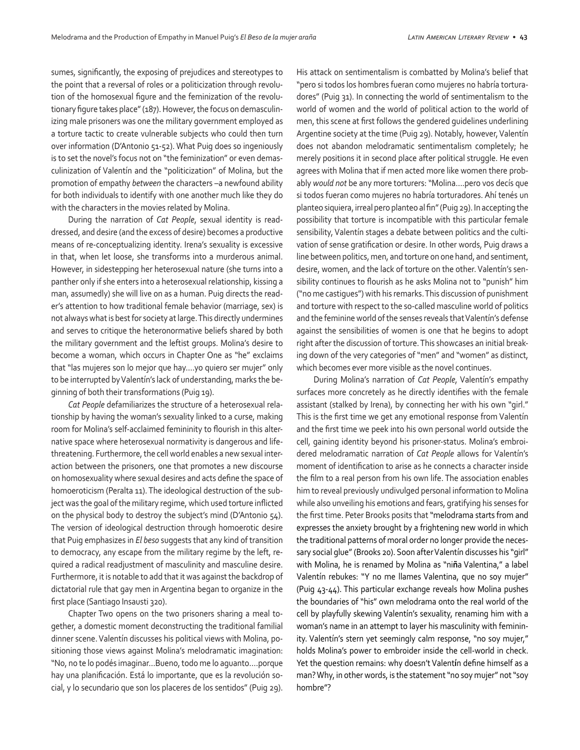sumes, significantly, the exposing of prejudices and stereotypes to the point that a reversal of roles or a politicization through revolution of the homosexual figure and the feminization of the revolutionary figure takes place" (187). However, the focus on demasculinizing male prisoners was one the military government employed as a torture tactic to create vulnerable subjects who could then turn over information (D'Antonio 51-52). What Puig does so ingeniously is to set the novel's focus not on "the feminization" or even demasculinization of Valentín and the "politicization" of Molina, but the promotion of empathy *between* the characters –a newfound ability for both individuals to identify with one another much like they do with the characters in the movies related by Molina.

During the narration of *Cat People*, sexual identity is readdressed, and desire (and the excess of desire) becomes a productive means of re-conceptualizing identity. Irena's sexuality is excessive in that, when let loose, she transforms into a murderous animal. However, in sidestepping her heterosexual nature (she turns into a panther only if she enters into a heterosexual relationship, kissing a man, assumedly) she will live on as a human. Puig directs the reader's attention to how traditional female behavior (marriage, sex) is not always what is best for society at large. This directly undermines and serves to critique the heteronormative beliefs shared by both the military government and the leftist groups. Molina's desire to become a woman, which occurs in Chapter One as "he" exclaims that "las mujeres son lo mejor que hay….yo quiero ser mujer" only to be interrupted by Valentín's lack of understanding, marks the beginning of both their transformations (Puig 19).

*Cat People* defamiliarizes the structure of a heterosexual relationship by having the woman's sexuality linked to a curse, making room for Molina's self-acclaimed femininity to flourish in this alternative space where heterosexual normativity is dangerous and life-threatening. Furthermore, the cell world enables a new sexual interaction between the prisoners, one that promotes a new discourse on homosexuality where sexual desires and acts define the space of homoeroticism (Peralta 11). The ideological destruction of the subject was the goal of the military regime, which used torture inflicted on the physical body to destroy the subject's mind (D'Antonio 54). The version of ideological destruction through homoerotic desire that Puig emphasizes in *El beso* suggests that any kind of transition to democracy, any escape from the military regime by the left, required a radical readjustment of masculinity and masculine desire. Furthermore, it is notable to add that it was against the backdrop of dictatorial rule that gay men in Argentina began to organize in the first place (Santiago Insausti 320).

Chapter Two opens on the two prisoners sharing a meal together, a domestic moment deconstructing the traditional familial dinner scene. Valentín discusses his political views with Molina, positioning those views against Molina's melodramatic imagination: "No, no te lo podés imaginar…Bueno, todo me lo aguanto….porque hay una planificación. Está lo importante, que es la revolución social, y lo secundario que son los placeres de los sentidos" (Puig 29). His attack on sentimentalism is combatted by Molina's belief that "pero si todos los hombres fueran como mujeres no habría torturadores" (Puig 31). In connecting the world of sentimentalism to the world of women and the world of political action to the world of men, this scene at first follows the gendered guidelines underlining Argentine society at the time (Puig 29). Notably, however, Valentín does not abandon melodramatic sentimentalism completely; he merely positions it in second place after political struggle. He even agrees with Molina that if men acted more like women there probably *would not* be any more torturers: "Molina….pero vos decís que si todos fueran como mujeres no habría torturadores. Ahí tenés un planteo siquiera, irreal pero planteo al fin" (Puig 29). In accepting the possibility that torture is incompatible with this particular female sensibility, Valentín stages a debate between politics and the cultivation of sense gratification or desire. In other words, Puig draws a line between politics, men, and torture on one hand, and sentiment, desire, women, and the lack of torture on the other. Valentín's sensibility continues to flourish as he asks Molina not to "punish" him ("no me castigues") with his remarks. This discussion of punishment and torture with respect to the so-called masculine world of politics and the feminine world of the senses reveals that Valentín's defense against the sensibilities of women is one that he begins to adopt right after the discussion of torture. This showcases an initial breaking down of the very categories of "men" and "women" as distinct, which becomes ever more visible as the novel continues.

During Molina's narration of *Cat People*, Valentín's empathy surfaces more concretely as he directly identifies with the female assistant (stalked by Irena), by connecting her with his own "girl." This is the first time we get any emotional response from Valentín and the first time we peek into his own personal world outside the cell, gaining identity beyond his prisoner-status. Molina's embroidered melodramatic narration of *Cat People* allows for Valentín's moment of identification to arise as he connects a character inside the film to a real person from his own life. The association enables him to reveal previously undivulged personal information to Molina while also unveiling his emotions and fears, gratifying his senses for the first time. Peter Brooks posits that "melodrama starts from and expresses the anxiety brought by a frightening new world in which the traditional patterns of moral order no longer provide the necessary social glue" (Brooks 20). Soon after Valentín discusses his "girl" with Molina, he is renamed by Molina as "niña Valentina," a label Valentín rebukes: "Y no me llames Valentina, que no soy mujer" (Puig 43-44). This particular exchange reveals how Molina pushes the boundaries of "his" own melodrama onto the real world of the cell by playfully skewing Valentín's sexuality, renaming him with a woman's name in an attempt to layer his masculinity with femininity. Valentín's stern yet seemingly calm response, "no soy mujer," holds Molina's power to embroider inside the cell-world in check. Yet the question remains: why doesn't Valentín define himself as a man? Why, in other words, is the statement "no soy mujer" not "soy hombre"?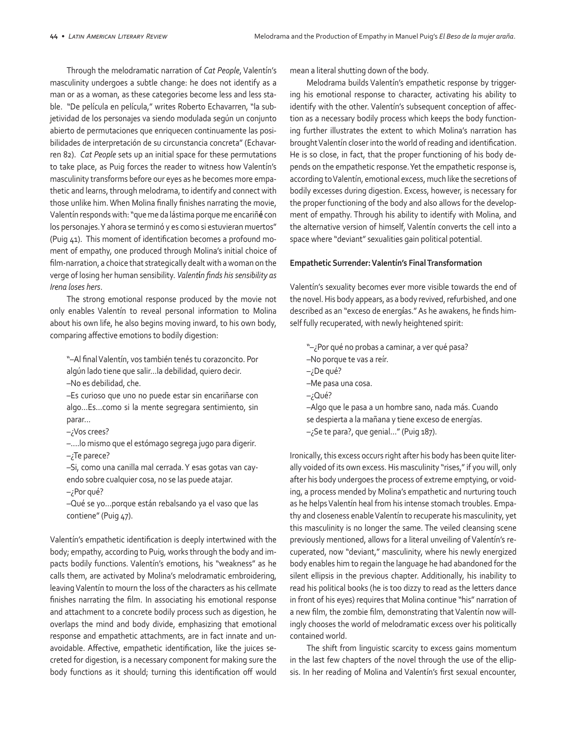Through the melodramatic narration of *Cat People*, Valentín's masculinity undergoes a subtle change: he does not identify as a man or as a woman, as these categories become less and less stable. "De película en película," writes Roberto Echavarren, "la subjetividad de los personajes va siendo modulada según un conjunto abierto de permutaciones que enriquecen continuamente las posibilidades de interpretación de su circunstancia concreta" (Echavarren 82). *Cat People* sets up an initial space for these permutations to take place, as Puig forces the reader to witness how Valentín's masculinity transforms before our eyes as he becomes more empathetic and learns, through melodrama, to identify and connect with those unlike him. When Molina finally finishes narrating the movie, Valentín responds with: "que me da lástima porque me encariñ**é** con los personajes. Y ahora se terminó y es como si estuvieran muertos" (Puig 41). This moment of identification becomes a profound moment of empathy, one produced through Molina's initial choice of film-narration, a choice that strategically dealt with a woman on the verge of losing her human sensibility. *Valentín finds his sensibility as Irena loses hers*.

The strong emotional response produced by the movie not only enables Valentín to reveal personal information to Molina about his own life, he also begins moving inward, to his own body, comparing affective emotions to bodily digestion:

> "–Al final Valentín, vos también tenés tu corazoncito. Por algún lado tiene que salir…la debilidad, quiero decir.
> –No es debilidad, che.
> –Es curioso que uno no puede estar sin encariñarse con algo…Es…como si la mente segregara sentimiento, sin parar…
> –¿Vos crees?
> –….lo mismo que el estómago segrega jugo para digerir.
> –¿Te parece?
> –Si, como una canilla mal cerrada. Y esas gotas van cayendo sobre cualquier cosa, no se las puede atajar.
> –¿Por qué?
> –Qué se yo…porque están rebalsando ya el vaso que las contiene" (Puig 47).

Valentín's empathetic identification is deeply intertwined with the body; empathy, according to Puig, works through the body and impacts bodily functions. Valentín's emotions, his "weakness" as he calls them, are activated by Molina's melodramatic embroidering, leaving Valentín to mourn the loss of the characters as his cellmate finishes narrating the film. In associating his emotional response and attachment to a concrete bodily process such as digestion, he overlaps the mind and body divide, emphasizing that emotional response and empathetic attachments, are in fact innate and unavoidable. Affective, empathetic identification, like the juices secreted for digestion, is a necessary component for making sure the body functions as it should; turning this identification off would mean a literal shutting down of the body.

Melodrama builds Valentín's empathetic response by triggering his emotional response to character, activating his ability to identify with the other. Valentín's subsequent conception of affection as a necessary bodily process which keeps the body functioning further illustrates the extent to which Molina's narration has brought Valentín closer into the world of reading and identification. He is so close, in fact, that the proper functioning of his body depends on the empathetic response. Yet the empathetic response is, according to Valentín, emotional excess, much like the secretions of bodily excesses during digestion. Excess, however, is necessary for the proper functioning of the body and also allows for the development of empathy. Through his ability to identify with Molina, and the alternative version of himself, Valentín converts the cell into a space where "deviant" sexualities gain political potential.

**Empathetic Surrender: Valentín's Final Transformation**

Valentín's sexuality becomes ever more visible towards the end of the novel. His body appears, as a body revived, refurbished, and one described as an "exceso de energías." As he awakens, he finds himself fully recuperated, with newly heightened spirit:

> "–¿Por qué no probas a caminar, a ver qué pasa?
> –No porque te vas a reír.
> –¿De qué?
> –Me pasa una cosa.
> –¿Qué?
> –Algo que le pasa a un hombre sano, nada más. Cuando se despierta a la mañana y tiene exceso de energías.
> –¿Se te para?, que genial…" (Puig 187).

Ironically, this excess occurs right after his body has been quite literally voided of its own excess. His masculinity "rises," if you will, only after his body undergoes the process of extreme emptying, or voiding, a process mended by Molina's empathetic and nurturing touch as he helps Valentín heal from his intense stomach troubles. Empathy and closeness enable Valentín to recuperate his masculinity, yet this masculinity is no longer the same. The veiled cleansing scene previously mentioned, allows for a literal unveiling of Valentín's recuperated, now "deviant," masculinity, where his newly energized body enables him to regain the language he had abandoned for the silent ellipsis in the previous chapter. Additionally, his inability to read his political books (he is too dizzy to read as the letters dance in front of his eyes) requires that Molina continue "his" narration of a new film, the zombie film, demonstrating that Valentín now willingly chooses the world of melodramatic excess over his politically contained world.

The shift from linguistic scarcity to excess gains momentum in the last few chapters of the novel through the use of the ellipsis. In her reading of Molina and Valentín's first sexual encounter,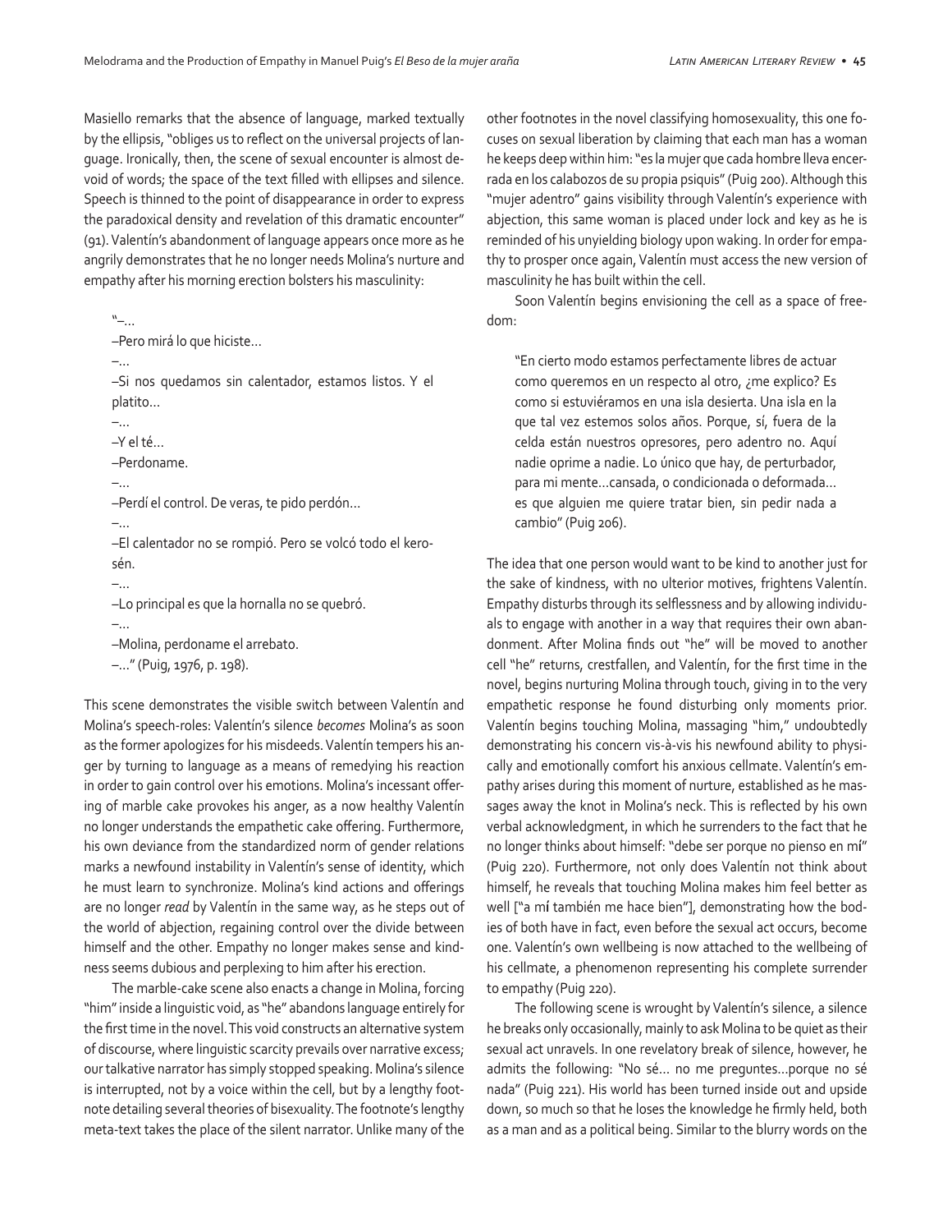Masiello remarks that the absence of language, marked textually by the ellipsis, "obliges us to reflect on the universal projects of language. Ironically, then, the scene of sexual encounter is almost devoid of words; the space of the text filled with ellipses and silence. Speech is thinned to the point of disappearance in order to express the paradoxical density and revelation of this dramatic encounter" (91). Valentín's abandonment of language appears once more as he angrily demonstrates that he no longer needs Molina's nurture and empathy after his morning erection bolsters his masculinity:

> "–…
> –Pero mirá lo que hiciste…
> –…
> –Si nos quedamos sin calentador, estamos listos. Y el platito…
> –…
> –Y el té…
> –Perdoname.
> –…
> –Perdí el control. De veras, te pido perdón…
> –…
> –El calentador no se rompió. Pero se volcó todo el kerosén.
> –…
> –Lo principal es que la hornalla no se quebró.
> –…
> –Molina, perdoname el arrebato.
> –…" (Puig, 1976, p. 198).

This scene demonstrates the visible switch between Valentín and Molina's speech-roles: Valentín's silence *becomes* Molina's as soon as the former apologizes for his misdeeds. Valentín tempers his anger by turning to language as a means of remedying his reaction in order to gain control over his emotions. Molina's incessant offering of marble cake provokes his anger, as a now healthy Valentín no longer understands the empathetic cake offering. Furthermore, his own deviance from the standardized norm of gender relations marks a newfound instability in Valentín's sense of identity, which he must learn to synchronize. Molina's kind actions and offerings are no longer *read* by Valentín in the same way, as he steps out of the world of abjection, regaining control over the divide between himself and the other. Empathy no longer makes sense and kindness seems dubious and perplexing to him after his erection.

The marble-cake scene also enacts a change in Molina, forcing "him" inside a linguistic void, as "he" abandons language entirely for the first time in the novel. This void constructs an alternative system of discourse, where linguistic scarcity prevails over narrative excess; our talkative narrator has simply stopped speaking. Molina's silence is interrupted, not by a voice within the cell, but by a lengthy footnote detailing several theories of bisexuality. The footnote's lengthy meta-text takes the place of the silent narrator. Unlike many of the other footnotes in the novel classifying homosexuality, this one focuses on sexual liberation by claiming that each man has a woman he keeps deep within him: "es la mujer que cada hombre lleva encerrada en los calabozos de su propia psiquis" (Puig 200). Although this "mujer adentro" gains visibility through Valentín's experience with abjection, this same woman is placed under lock and key as he is reminded of his unyielding biology upon waking. In order for empathy to prosper once again, Valentín must access the new version of masculinity he has built within the cell.

Soon Valentín begins envisioning the cell as a space of freedom:

> "En cierto modo estamos perfectamente libres de actuar como queremos en un respecto al otro, ¿me explico? Es como si estuviéramos en una isla desierta. Una isla en la que tal vez estemos solos años. Porque, sí, fuera de la celda están nuestros opresores, pero adentro no. Aquí nadie oprime a nadie. Lo único que hay, de perturbador, para mi mente…cansada, o condicionada o deformada… es que alguien me quiere tratar bien, sin pedir nada a cambio" (Puig 206).

The idea that one person would want to be kind to another just for the sake of kindness, with no ulterior motives, frightens Valentín. Empathy disturbs through its selflessness and by allowing individuals to engage with another in a way that requires their own abandonment. After Molina finds out "he" will be moved to another cell "he" returns, crestfallen, and Valentín, for the first time in the novel, begins nurturing Molina through touch, giving in to the very empathetic response he found disturbing only moments prior. Valentín begins touching Molina, massaging "him," undoubtedly demonstrating his concern vis-à-vis his newfound ability to physically and emotionally comfort his anxious cellmate. Valentín's empathy arises during this moment of nurture, established as he massages away the knot in Molina's neck. This is reflected by his own verbal acknowledgment, in which he surrenders to the fact that he no longer thinks about himself: "debe ser porque no pienso en mí" (Puig 220). Furthermore, not only does Valentín not think about himself, he reveals that touching Molina makes him feel better as well ["a mí también me hace bien"], demonstrating how the bodies of both have in fact, even before the sexual act occurs, become one. Valentín's own wellbeing is now attached to the wellbeing of his cellmate, a phenomenon representing his complete surrender to empathy (Puig 220).

The following scene is wrought by Valentín's silence, a silence he breaks only occasionally, mainly to ask Molina to be quiet as their sexual act unravels. In one revelatory break of silence, however, he admits the following: "No sé… no me preguntes…porque no sé nada" (Puig 221). His world has been turned inside out and upside down, so much so that he loses the knowledge he firmly held, both as a man and as a political being. Similar to the blurry words on the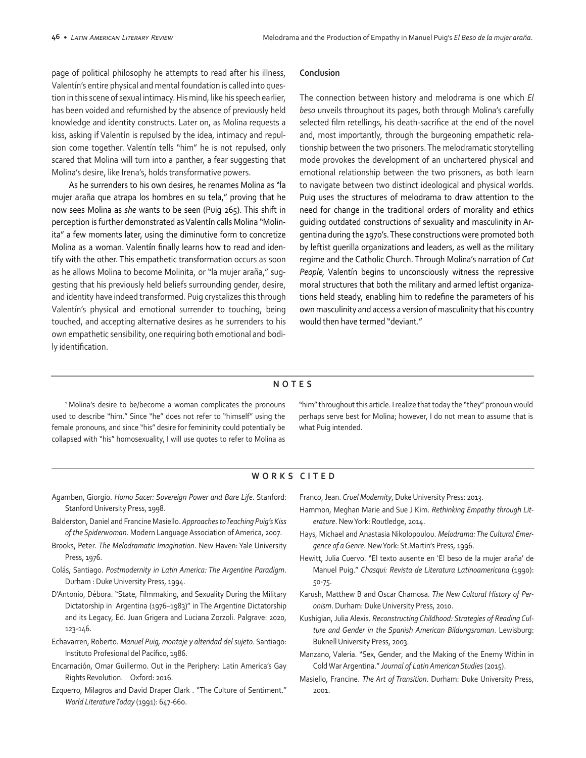page of political philosophy he attempts to read after his illness, Valentín's entire physical and mental foundation is called into question in this scene of sexual intimacy. His mind, like his speech earlier, has been voided and refurnished by the absence of previously held knowledge and identity constructs. Later on, as Molina requests a kiss, asking if Valentín is repulsed by the idea, intimacy and repulsion come together. Valentín tells "him" he is not repulsed, only scared that Molina will turn into a panther, a fear suggesting that Molina's desire, like Irena's, holds transformative powers.

As he surrenders to his own desires, he renames Molina as "la mujer araña que atrapa los hombres en su tela," proving that he now sees Molina as *she* wants to be seen (Puig 265). This shift in perception is further demonstrated as Valentín calls Molina "Molinita" a few moments later, using the diminutive form to concretize Molina as a woman. Valentín finally learns how to read and identify with the other. This empathetic transformation occurs as soon as he allows Molina to become Molinita, or "la mujer araña," suggesting that his previously held beliefs surrounding gender, desire, and identity have indeed transformed. Puig crystalizes this through Valentín's physical and emotional surrender to touching, being touched, and accepting alternative desires as he surrenders to his own empathetic sensibility, one requiring both emotional and bodily identification.

## Conclusion

The connection between history and melodrama is one which *El beso* unveils throughout its pages, both through Molina's carefully selected film retellings, his death-sacrifice at the end of the novel and, most importantly, through the burgeoning empathetic relationship between the two prisoners. The melodramatic storytelling mode provokes the development of an unchartered physical and emotional relationship between the two prisoners, as both learn to navigate between two distinct ideological and physical worlds. Puig uses the structures of melodrama to draw attention to the need for change in the traditional orders of morality and ethics guiding outdated constructions of sexuality and masculinity in Argentina during the 1970's. These constructions were promoted both by leftist guerilla organizations and leaders, as well as the military regime and the Catholic Church. Through Molina's narration of *Cat People,* Valentín begins to unconsciously witness the repressive moral structures that both the military and armed leftist organizations held steady, enabling him to redefine the parameters of his own masculinity and access a version of masculinity that his country would then have termed "deviant."

## NOTES

[1] Molina's desire to be/become a woman complicates the pronouns used to describe "him." Since "he" does not refer to "himself" using the female pronouns, and since "his" desire for femininity could potentially be collapsed with "his" homosexuality, I will use quotes to refer to Molina as "him" throughout this article. I realize that today the "they" pronoun would perhaps serve best for Molina; however, I do not mean to assume that is what Puig intended.

## WORKS CITED

Agamben, Giorgio. *Homo Sacer: Sovereign Power and Bare Life*. Stanford: Stanford University Press, 1998.

Balderston, Daniel and Francine Masiello. *Approaches to Teaching Puig's Kiss of the Spiderwoman*. Modern Language Association of America, 2007.

Brooks, Peter. *The Melodramatic Imagination*. New Haven: Yale University Press, 1976.

Colás, Santiago. *Postmodernity in Latin America: The Argentine Paradigm*. Durham : Duke University Press, 1994.

D'Antonio, Débora. "State, Filmmaking, and Sexuality During the Military Dictatorship in Argentina (1976–1983)" in The Argentine Dictatorship and its Legacy, Ed. Juan Grigera and Luciana Zorzoli. Palgrave: 2020, 123-146.

Echavarren, Roberto. *Manuel Puig, montaje y alteridad del sujeto*. Santiago: Instituto Profesional del Pacífico, 1986.

Encarnación, Omar Guillermo. Out in the Periphery: Latin America's Gay Rights Revolution. Oxford: 2016.

Ezquerro, Milagros and David Draper Clark . "The Culture of Sentiment." *World Literature Today* (1991): 647-660.

Franco, Jean. *Cruel Modernity*, Duke University Press: 2013.

Hammon, Meghan Marie and Sue J Kim. *Rethinking Empathy through Literature*. New York: Routledge, 2014.

Hays, Michael and Anastasia Nikolopoulou. *Melodrama: The Cultural Emergence of a Genre*. New York: St.Martin's Press, 1996.

Hewitt, Julia Cuervo. "El texto ausente en 'El beso de la mujer araña' de Manuel Puig." *Chasqui: Revista de Literatura Latinoamericana* (1990): 50-75.

Karush, Matthew B and Oscar Chamosa. *The New Cultural History of Peronism*. Durham: Duke University Press, 2010.

Kushigian, Julia Alexis. *Reconstructing Childhood: Strategies of Reading Culture and Gender in the Spanish American Bildungsroman*. Lewisburg: Buknell University Press, 2003.

Manzano, Valeria. "Sex, Gender, and the Making of the Enemy Within in Cold War Argentina." *Journal of Latin American Studies* (2015).

Masiello, Francine. *The Art of Transition*. Durham: Duke University Press, 2001.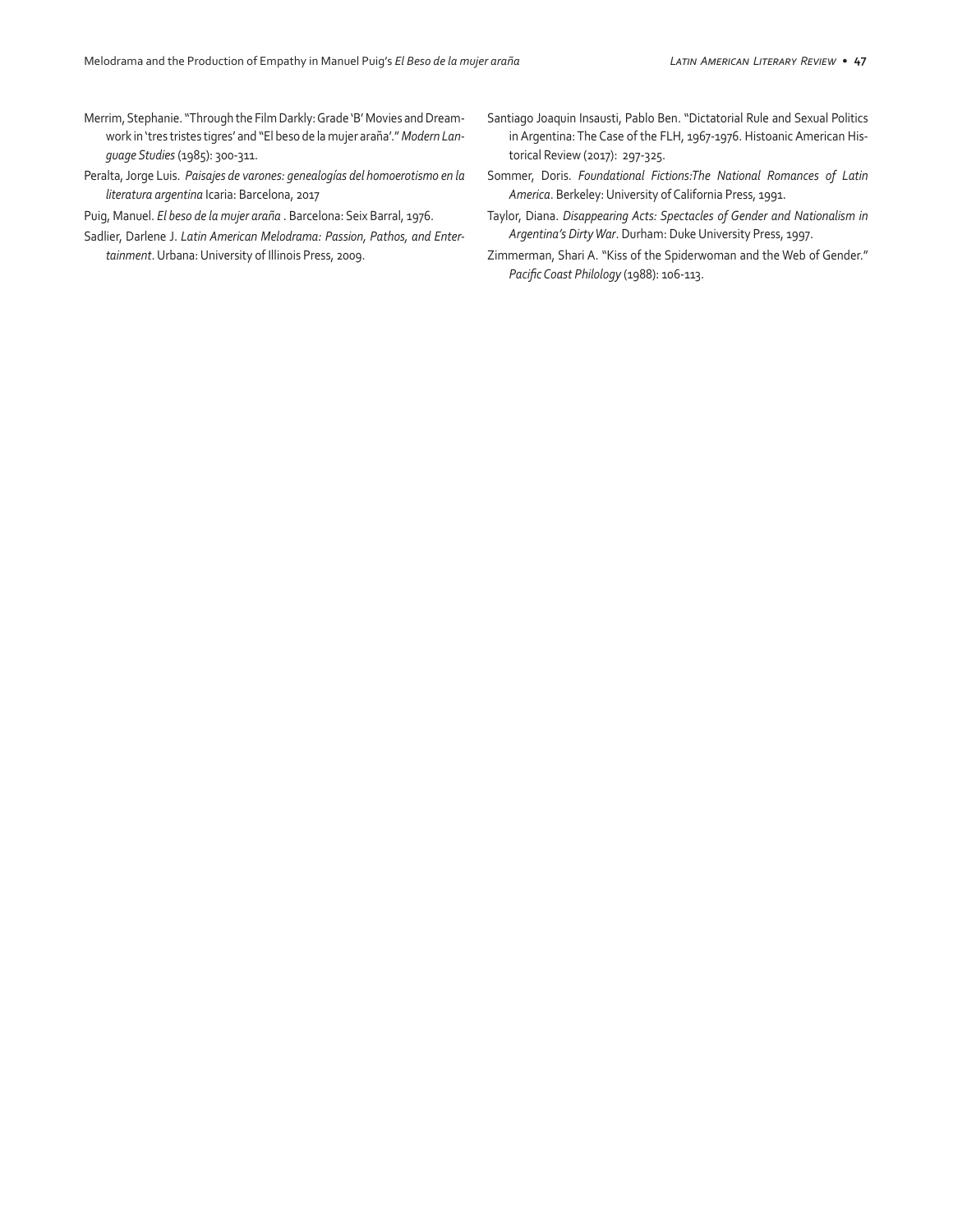Merrim, Stephanie. "Through the Film Darkly: Grade 'B' Movies and Dreamwork in 'tres tristes tigres' and "El beso de la mujer araña'." *Modern Language Studies* (1985): 300-311.

Peralta, Jorge Luis. *Paisajes de varones: genealogías del homoerotismo en la literatura argentina* Icaria: Barcelona, 2017

Puig, Manuel. *El beso de la mujer araña* . Barcelona: Seix Barral, 1976.

Sadlier, Darlene J. *Latin American Melodrama: Passion, Pathos, and Entertainment*. Urbana: University of Illinois Press, 2009.

Santiago Joaquin Insausti, Pablo Ben. "Dictatorial Rule and Sexual Politics in Argentina: The Case of the FLH, 1967-1976. Histoanic American Historical Review (2017): 297-325.

Sommer, Doris. *Foundational Fictions:The National Romances of Latin America*. Berkeley: University of California Press, 1991.

Taylor, Diana. *Disappearing Acts: Spectacles of Gender and Nationalism in Argentina's Dirty War*. Durham: Duke University Press, 1997.

Zimmerman, Shari A. "Kiss of the Spiderwoman and the Web of Gender." *Pacific Coast Philology* (1988): 106-113.